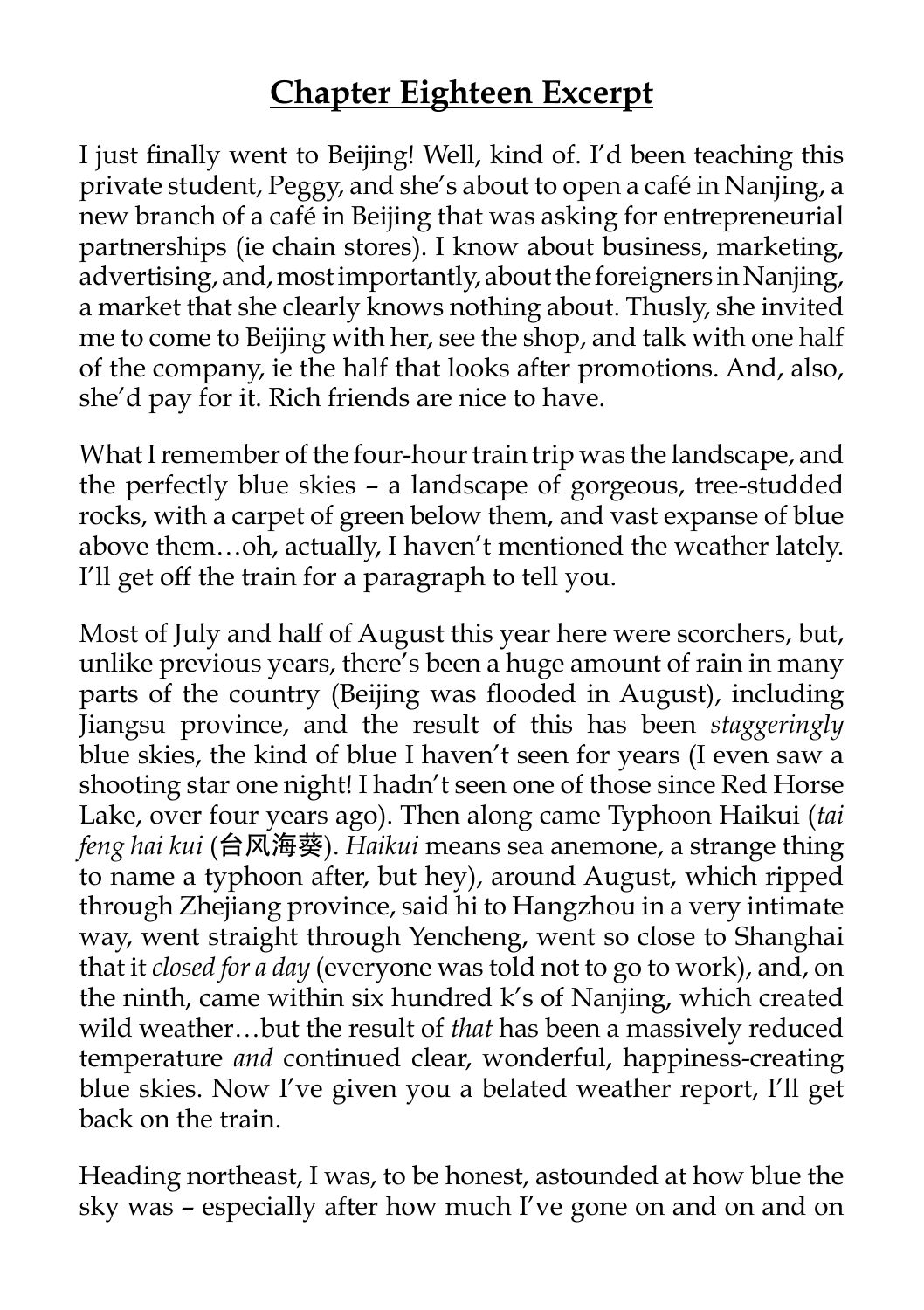# **Chapter Eighteen Excerpt**

I just finally went to Beijing! Well, kind of. I'd been teaching this private student, Peggy, and she's about to open a café in Nanjing, a new branch of a café in Beijing that was asking for entrepreneurial partnerships (ie chain stores). I know about business, marketing, advertising, and, most importantly, about the foreigners in Nanjing, a market that she clearly knows nothing about. Thusly, she invited me to come to Beijing with her, see the shop, and talk with one half of the company, ie the half that looks after promotions. And, also, she'd pay for it. Rich friends are nice to have.

What I remember of the four-hour train trip was the landscape, and the perfectly blue skies – a landscape of gorgeous, tree-studded rocks, with a carpet of green below them, and vast expanse of blue above them…oh, actually, I haven't mentioned the weather lately. I'll get off the train for a paragraph to tell you.

Most of July and half of August this year here were scorchers, but, unlike previous years, there's been a huge amount of rain in many parts of the country (Beijing was flooded in August), including Jiangsu province, and the result of this has been *staggeringly* blue skies, the kind of blue I haven't seen for years (I even saw a shooting star one night! I hadn't seen one of those since Red Horse Lake, over four years ago). Then along came Typhoon Haikui (*tai feng hai kui* (台风海葵). *Haikui* means sea anemone, a strange thing to name a typhoon after, but hey), around August, which ripped through Zhejiang province, said hi to Hangzhou in a very intimate way, went straight through Yencheng, went so close to Shanghai that it *closed for a day* (everyone was told not to go to work), and, on the ninth, came within six hundred k's of Nanjing, which created wild weather…but the result of *that* has been a massively reduced temperature *and* continued clear, wonderful, happiness-creating blue skies. Now I've given you a belated weather report, I'll get back on the train.

Heading northeast, I was, to be honest, astounded at how blue the sky was – especially after how much I've gone on and on and on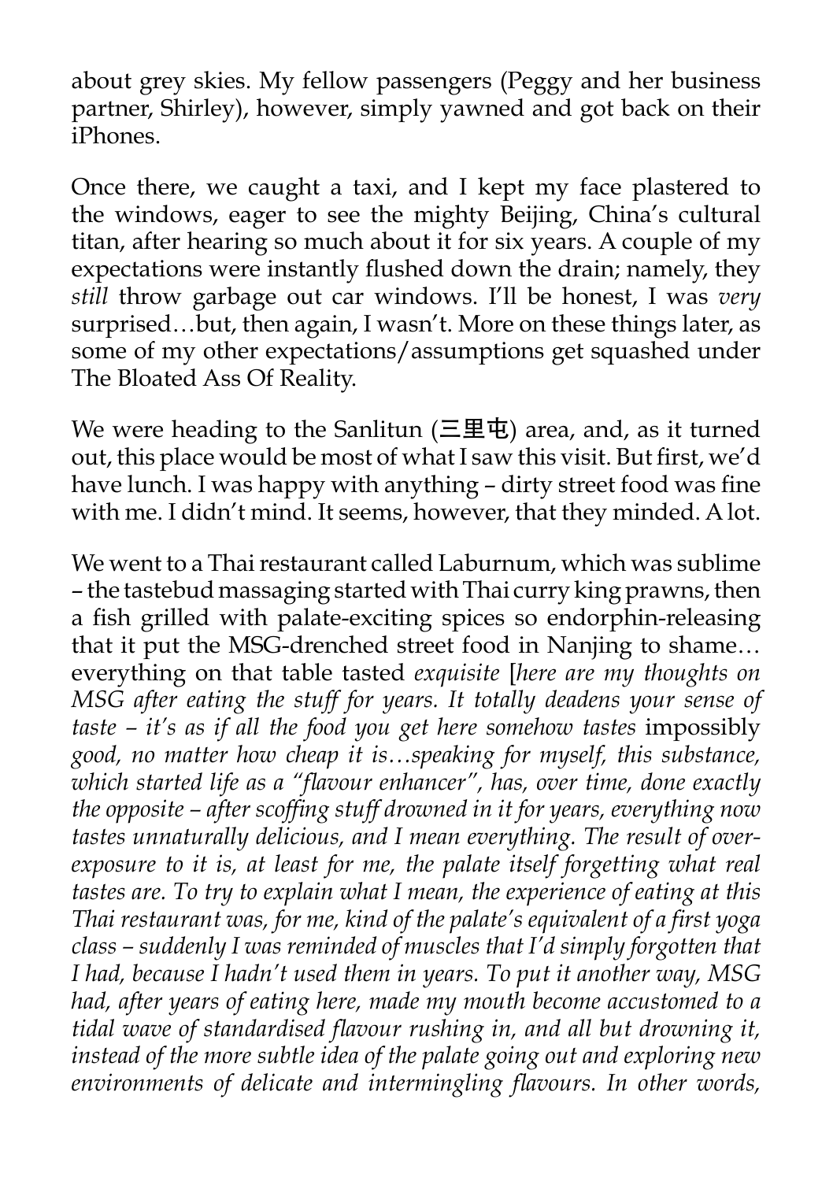about grey skies. My fellow passengers (Peggy and her business partner, Shirley), however, simply yawned and got back on their iPhones.

Once there, we caught a taxi, and I kept my face plastered to the windows, eager to see the mighty Beijing, China's cultural titan, after hearing so much about it for six years. A couple of my expectations were instantly flushed down the drain; namely, they *still* throw garbage out car windows. I'll be honest, I was *very* surprised…but, then again, I wasn't. More on these things later, as some of my other expectations/assumptions get squashed under The Bloated Ass Of Reality.

We were heading to the Sanlitun (三里屯) area, and, as it turned out, this place would be most of what I saw this visit. But first, we'd have lunch. I was happy with anything – dirty street food was fine with me. I didn't mind. It seems, however, that they minded. A lot.

We went to a Thai restaurant called Laburnum, which was sublime – the tastebud massaging started with Thai curry king prawns, then a fish grilled with palate-exciting spices so endorphin-releasing that it put the MSG-drenched street food in Nanjing to shame… everything on that table tasted *exquisite* [*here are my thoughts on MSG after eating the stuff for years. It totally deadens your sense of taste – it's as if all the food you get here somehow tastes* impossibly *good, no matter how cheap it is…speaking for myself, this substance, which started life as a "flavour enhancer", has, over time, done exactly the opposite – after scoffing stuff drowned in it for years, everything now tastes unnaturally delicious, and I mean everything. The result of over-exposure to it is, at least for me, the palate itself forgetting what real tastes are. To try to explain what I mean, the experience of eating at this Thai restaurant was, for me, kind of the palate's equivalent of a first yoga class – suddenly I was reminded of muscles that I'd simply forgotten that I had, because I hadn't used them in years. To put it another way, MSG had, after years of eating here, made my mouth become accustomed to a tidal wave of standardised flavour rushing in, and all but drowning it, instead of the more subtle idea of the palate going out and exploring new environments of delicate and intermingling flavours. In other words,*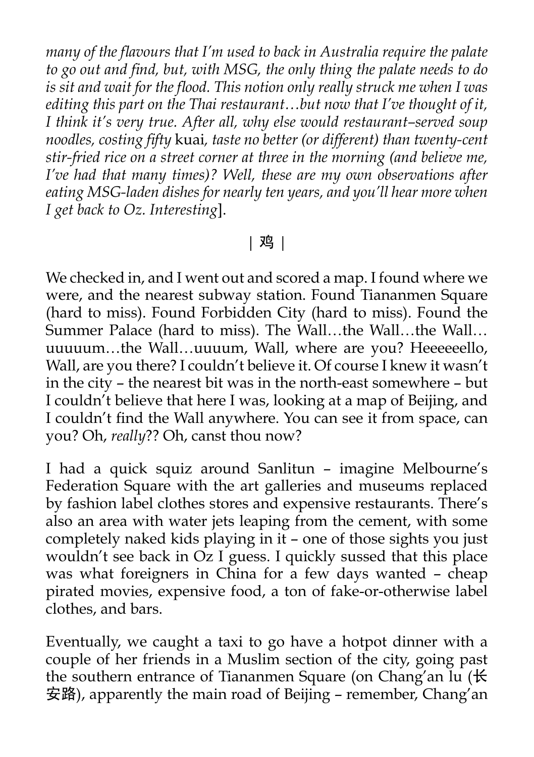*many of the flavours that I'm used to back in Australia require the palate to go out and find, but, with MSG, the only thing the palate needs to do is sit and wait for the flood. This notion only really struck me when I was editing this part on the Thai restaurant…but now that I've thought of it, I think it's very true. After all, why else would restaurant–served soup noodles, costing fifty* kuai*, taste no better (or different) than twenty-cent stir-fried rice on a street corner at three in the morning (and believe me, I've had that many times)? Well, these are my own observations after eating MSG-laden dishes for nearly ten years, and you'll hear more when I get back to Oz. Interesting*].

| 鸡 |

We checked in, and I went out and scored a map. I found where we were, and the nearest subway station. Found Tiananmen Square (hard to miss). Found Forbidden City (hard to miss). Found the Summer Palace (hard to miss). The Wall…the Wall…the Wall… uuuuum…the Wall…uuuum, Wall, where are you? Heeeeeello, Wall, are you there? I couldn't believe it. Of course I knew it wasn't in the city – the nearest bit was in the north-east somewhere – but I couldn't believe that here I was, looking at a map of Beijing, and I couldn't find the Wall anywhere. You can see it from space, can you? Oh, *really*?? Oh, canst thou now?

I had a quick squiz around Sanlitun – imagine Melbourne's Federation Square with the art galleries and museums replaced by fashion label clothes stores and expensive restaurants. There's also an area with water jets leaping from the cement, with some completely naked kids playing in it – one of those sights you just wouldn't see back in Oz I guess. I quickly sussed that this place was what foreigners in China for a few days wanted – cheap pirated movies, expensive food, a ton of fake-or-otherwise label clothes, and bars.

Eventually, we caught a taxi to go have a hotpot dinner with a couple of her friends in a Muslim section of the city, going past the southern entrance of Tiananmen Square (on Chang'an lu (长安路), apparently the main road of Beijing – remember, Chang'an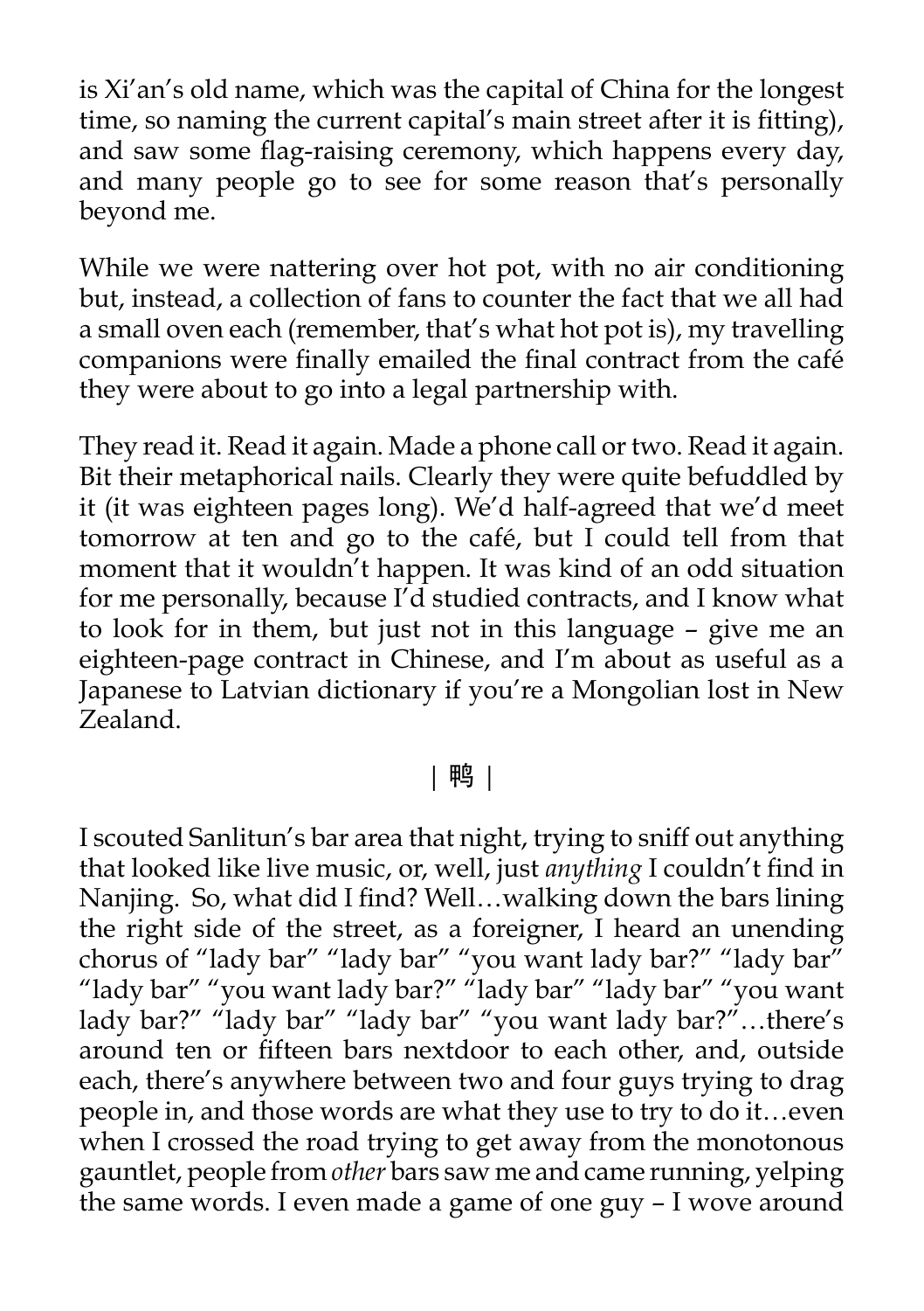is Xi'an's old name, which was the capital of China for the longest time, so naming the current capital's main street after it is fitting), and saw some flag-raising ceremony, which happens every day, and many people go to see for some reason that's personally beyond me.

While we were nattering over hot pot, with no air conditioning but, instead, a collection of fans to counter the fact that we all had a small oven each (remember, that's what hot pot is), my travelling companions were finally emailed the final contract from the café they were about to go into a legal partnership with.

They read it. Read it again. Made a phone call or two. Read it again. Bit their metaphorical nails. Clearly they were quite befuddled by it (it was eighteen pages long). We'd half-agreed that we'd meet tomorrow at ten and go to the café, but I could tell from that moment that it wouldn't happen. It was kind of an odd situation for me personally, because I'd studied contracts, and I know what to look for in them, but just not in this language – give me an eighteen-page contract in Chinese, and I'm about as useful as a Japanese to Latvian dictionary if you're a Mongolian lost in New Zealand.

| 鸭 |

I scouted Sanlitun's bar area that night, trying to sniff out anything that looked like live music, or, well, just *anything* I couldn't find in Nanjing. So, what did I find? Well…walking down the bars lining the right side of the street, as a foreigner, I heard an unending chorus of "lady bar" "lady bar" "you want lady bar?" "lady bar" "lady bar" "you want lady bar?" "lady bar" "lady bar" "you want lady bar?" "lady bar" "lady bar" "you want lady bar?"…there's around ten or fifteen bars nextdoor to each other, and, outside each, there's anywhere between two and four guys trying to drag people in, and those words are what they use to try to do it…even when I crossed the road trying to get away from the monotonous gauntlet, people from *other* bars saw me and came running, yelping the same words. I even made a game of one guy – I wove around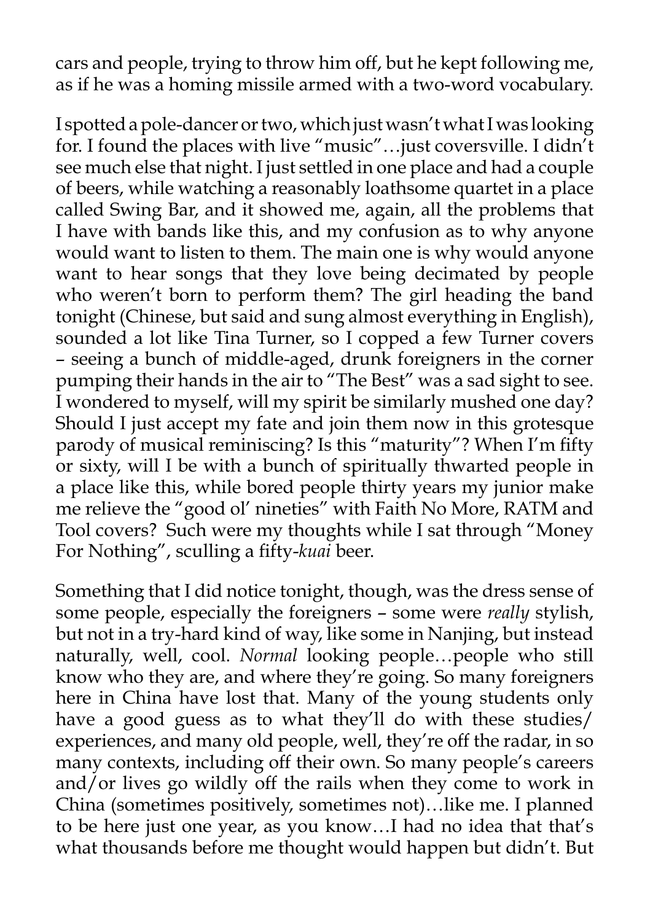cars and people, trying to throw him off, but he kept following me, as if he was a homing missile armed with a two-word vocabulary.

I spotted a pole-dancer or two, which just wasn't what I was looking for. I found the places with live "music"…just coversville. I didn't see much else that night. I just settled in one place and had a couple of beers, while watching a reasonably loathsome quartet in a place called Swing Bar, and it showed me, again, all the problems that I have with bands like this, and my confusion as to why anyone would want to listen to them. The main one is why would anyone want to hear songs that they love being decimated by people who weren't born to perform them? The girl heading the band tonight (Chinese, but said and sung almost everything in English), sounded a lot like Tina Turner, so I copped a few Turner covers – seeing a bunch of middle-aged, drunk foreigners in the corner pumping their hands in the air to "The Best" was a sad sight to see. I wondered to myself, will my spirit be similarly mushed one day? Should I just accept my fate and join them now in this grotesque parody of musical reminiscing? Is this "maturity"? When I'm fifty or sixty, will I be with a bunch of spiritually thwarted people in a place like this, while bored people thirty years my junior make me relieve the "good ol' nineties" with Faith No More, RATM and Tool covers? Such were my thoughts while I sat through "Money For Nothing", sculling a fifty-*kuai* beer.

Something that I did notice tonight, though, was the dress sense of some people, especially the foreigners – some were *really* stylish, but not in a try-hard kind of way, like some in Nanjing, but instead naturally, well, cool. *Normal* looking people…people who still know who they are, and where they're going. So many foreigners here in China have lost that. Many of the young students only have a good guess as to what they'll do with these studies/ experiences, and many old people, well, they're off the radar, in so many contexts, including off their own. So many people's careers and/or lives go wildly off the rails when they come to work in China (sometimes positively, sometimes not)…like me. I planned to be here just one year, as you know…I had no idea that that's what thousands before me thought would happen but didn't. But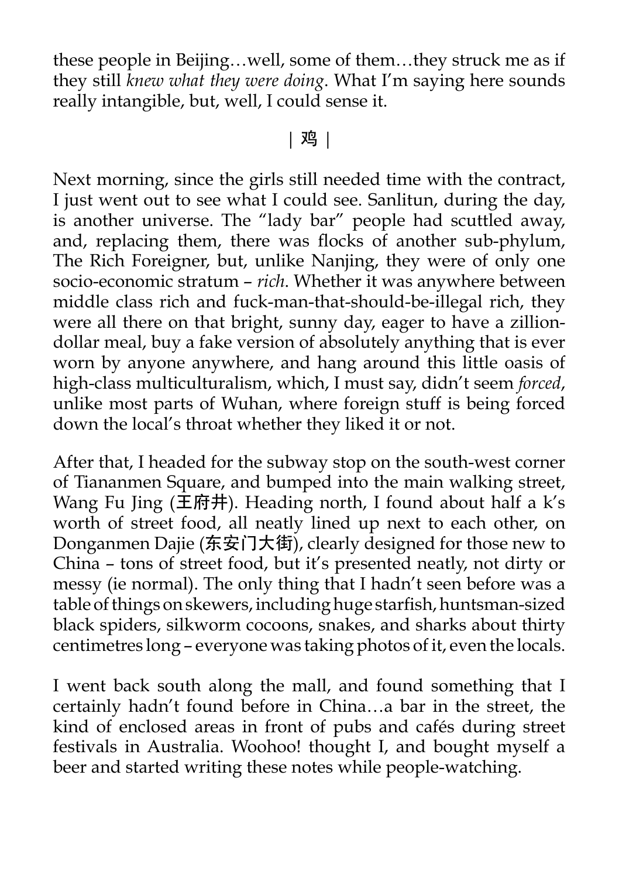these people in Beijing…well, some of them…they struck me as if they still *knew what they were doing*. What I'm saying here sounds really intangible, but, well, I could sense it.

| 鸡 |

Next morning, since the girls still needed time with the contract, I just went out to see what I could see. Sanlitun, during the day, is another universe. The "lady bar" people had scuttled away, and, replacing them, there was flocks of another sub-phylum, The Rich Foreigner, but, unlike Nanjing, they were of only one socio-economic stratum – *rich*. Whether it was anywhere between middle class rich and fuck-man-that-should-be-illegal rich, they were all there on that bright, sunny day, eager to have a zillion-dollar meal, buy a fake version of absolutely anything that is ever worn by anyone anywhere, and hang around this little oasis of high-class multiculturalism, which, I must say, didn't seem *forced*, unlike most parts of Wuhan, where foreign stuff is being forced down the local's throat whether they liked it or not.

After that, I headed for the subway stop on the south-west corner of Tiananmen Square, and bumped into the main walking street, Wang Fu Jing (王府井). Heading north, I found about half a k's worth of street food, all neatly lined up next to each other, on Donganmen Dajie (东安门大街), clearly designed for those new to China – tons of street food, but it's presented neatly, not dirty or messy (ie normal). The only thing that I hadn't seen before was a table of things on skewers, including huge starfish, huntsman-sized black spiders, silkworm cocoons, snakes, and sharks about thirty centimetres long – everyone was taking photos of it, even the locals.

I went back south along the mall, and found something that I certainly hadn't found before in China…a bar in the street, the kind of enclosed areas in front of pubs and cafés during street festivals in Australia. Woohoo! thought I, and bought myself a beer and started writing these notes while people-watching.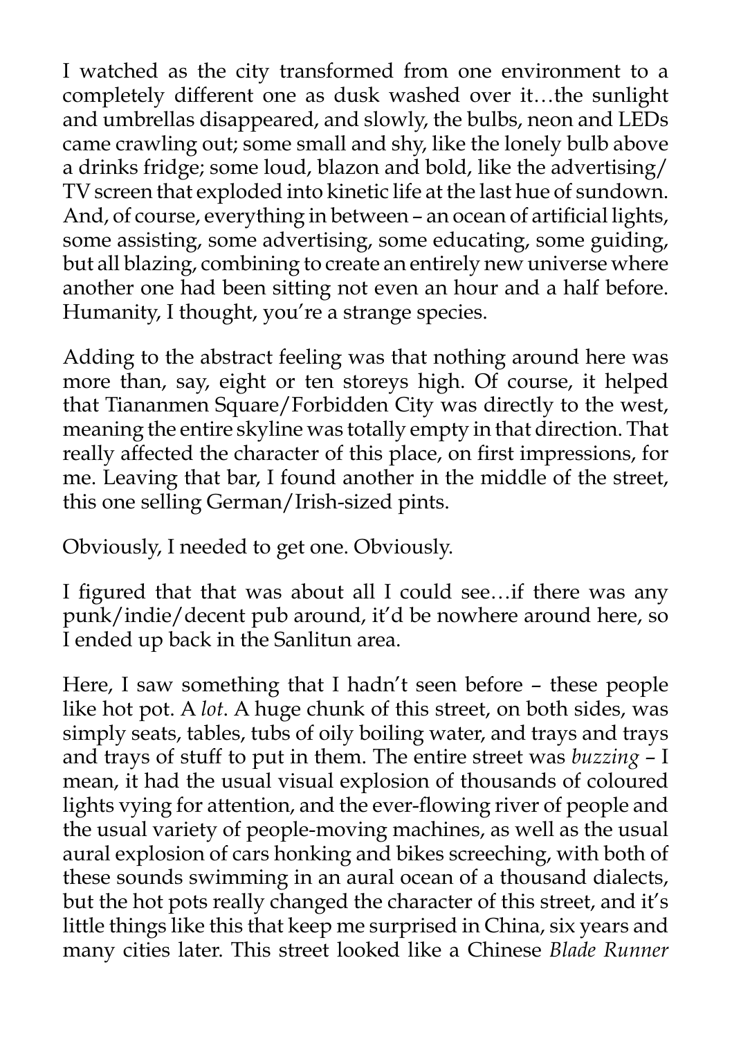I watched as the city transformed from one environment to a completely different one as dusk washed over it…the sunlight and umbrellas disappeared, and slowly, the bulbs, neon and LEDs came crawling out; some small and shy, like the lonely bulb above a drinks fridge; some loud, blazon and bold, like the advertising/ TV screen that exploded into kinetic life at the last hue of sundown. And, of course, everything in between – an ocean of artificial lights, some assisting, some advertising, some educating, some guiding, but all blazing, combining to create an entirely new universe where another one had been sitting not even an hour and a half before. Humanity, I thought, you're a strange species.

Adding to the abstract feeling was that nothing around here was more than, say, eight or ten storeys high. Of course, it helped that Tiananmen Square/Forbidden City was directly to the west, meaning the entire skyline was totally empty in that direction. That really affected the character of this place, on first impressions, for me. Leaving that bar, I found another in the middle of the street, this one selling German/Irish-sized pints.

Obviously, I needed to get one. Obviously.

I figured that that was about all I could see…if there was any punk/indie/decent pub around, it'd be nowhere around here, so I ended up back in the Sanlitun area.

Here, I saw something that I hadn't seen before – these people like hot pot. A *lot*. A huge chunk of this street, on both sides, was simply seats, tables, tubs of oily boiling water, and trays and trays and trays of stuff to put in them. The entire street was *buzzing* – I mean, it had the usual visual explosion of thousands of coloured lights vying for attention, and the ever-flowing river of people and the usual variety of people-moving machines, as well as the usual aural explosion of cars honking and bikes screeching, with both of these sounds swimming in an aural ocean of a thousand dialects, but the hot pots really changed the character of this street, and it's little things like this that keep me surprised in China, six years and many cities later. This street looked like a Chinese *Blade Runner*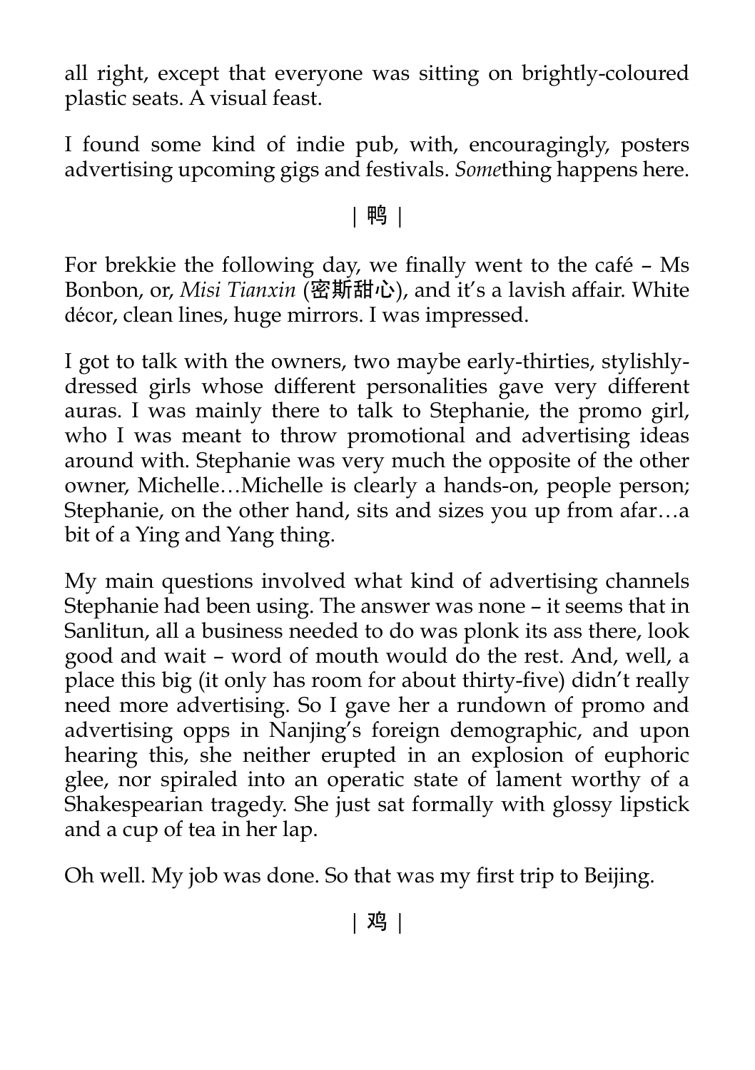all right, except that everyone was sitting on brightly-coloured plastic seats. A visual feast.

I found some kind of indie pub, with, encouragingly, posters advertising upcoming gigs and festivals. *Some*thing happens here.

| 鸭 |

For brekkie the following day, we finally went to the café – Ms Bonbon, or, *Misi Tianxin* (密斯甜心), and it's a lavish affair. White décor, clean lines, huge mirrors. I was impressed.

I got to talk with the owners, two maybe early-thirties, stylishly-dressed girls whose different personalities gave very different auras. I was mainly there to talk to Stephanie, the promo girl, who I was meant to throw promotional and advertising ideas around with. Stephanie was very much the opposite of the other owner, Michelle…Michelle is clearly a hands-on, people person; Stephanie, on the other hand, sits and sizes you up from afar…a bit of a Ying and Yang thing.

My main questions involved what kind of advertising channels Stephanie had been using. The answer was none – it seems that in Sanlitun, all a business needed to do was plonk its ass there, look good and wait – word of mouth would do the rest. And, well, a place this big (it only has room for about thirty-five) didn't really need more advertising. So I gave her a rundown of promo and advertising opps in Nanjing's foreign demographic, and upon hearing this, she neither erupted in an explosion of euphoric glee, nor spiraled into an operatic state of lament worthy of a Shakespearian tragedy. She just sat formally with glossy lipstick and a cup of tea in her lap.

Oh well. My job was done. So that was my first trip to Beijing.

| 鸡 |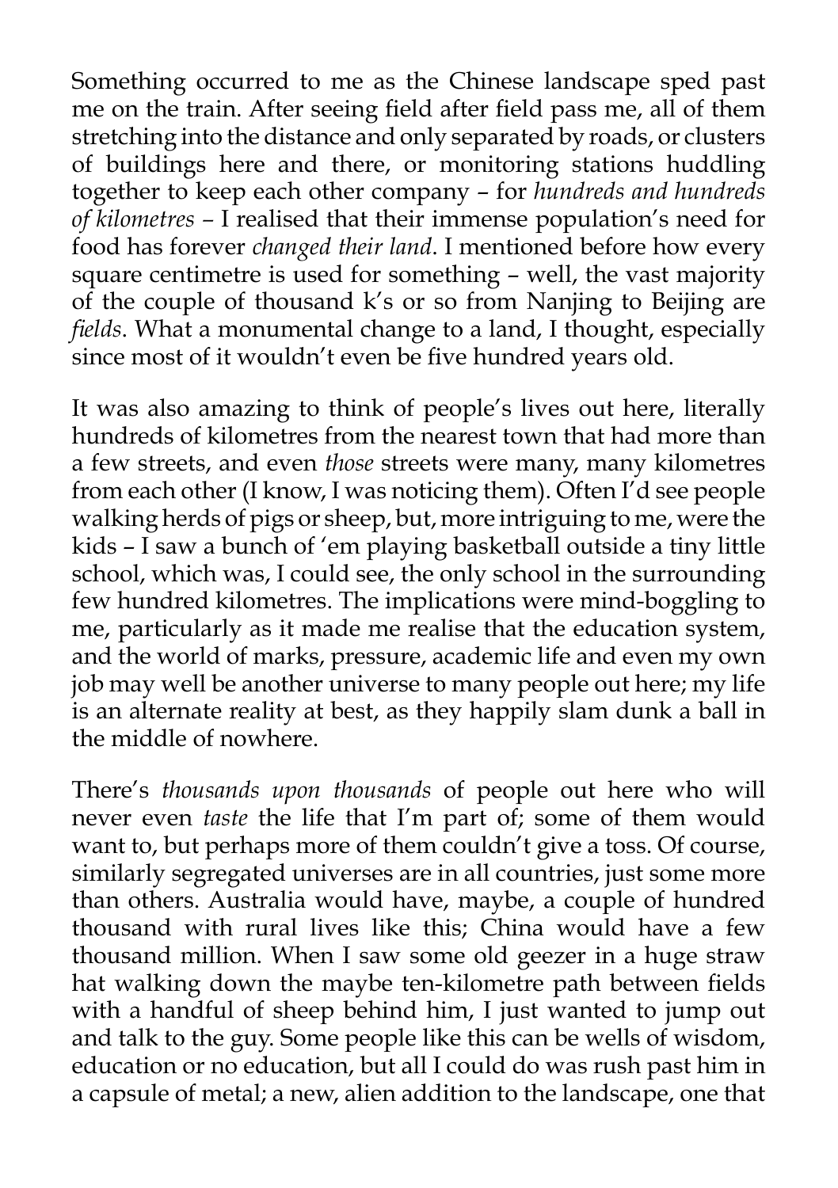Something occurred to me as the Chinese landscape sped past me on the train. After seeing field after field pass me, all of them stretching into the distance and only separated by roads, or clusters of buildings here and there, or monitoring stations huddling together to keep each other company – for *hundreds and hundreds of kilometres* – I realised that their immense population's need for food has forever *changed their land*. I mentioned before how every square centimetre is used for something – well, the vast majority of the couple of thousand k's or so from Nanjing to Beijing are *fields*. What a monumental change to a land, I thought, especially since most of it wouldn't even be five hundred years old.

It was also amazing to think of people's lives out here, literally hundreds of kilometres from the nearest town that had more than a few streets, and even *those* streets were many, many kilometres from each other (I know, I was noticing them). Often I'd see people walking herds of pigs or sheep, but, more intriguing to me, were the kids – I saw a bunch of 'em playing basketball outside a tiny little school, which was, I could see, the only school in the surrounding few hundred kilometres. The implications were mind-boggling to me, particularly as it made me realise that the education system, and the world of marks, pressure, academic life and even my own job may well be another universe to many people out here; my life is an alternate reality at best, as they happily slam dunk a ball in the middle of nowhere.

There's *thousands upon thousands* of people out here who will never even *taste* the life that I'm part of; some of them would want to, but perhaps more of them couldn't give a toss. Of course, similarly segregated universes are in all countries, just some more than others. Australia would have, maybe, a couple of hundred thousand with rural lives like this; China would have a few thousand million. When I saw some old geezer in a huge straw hat walking down the maybe ten-kilometre path between fields with a handful of sheep behind him, I just wanted to jump out and talk to the guy. Some people like this can be wells of wisdom, education or no education, but all I could do was rush past him in a capsule of metal; a new, alien addition to the landscape, one that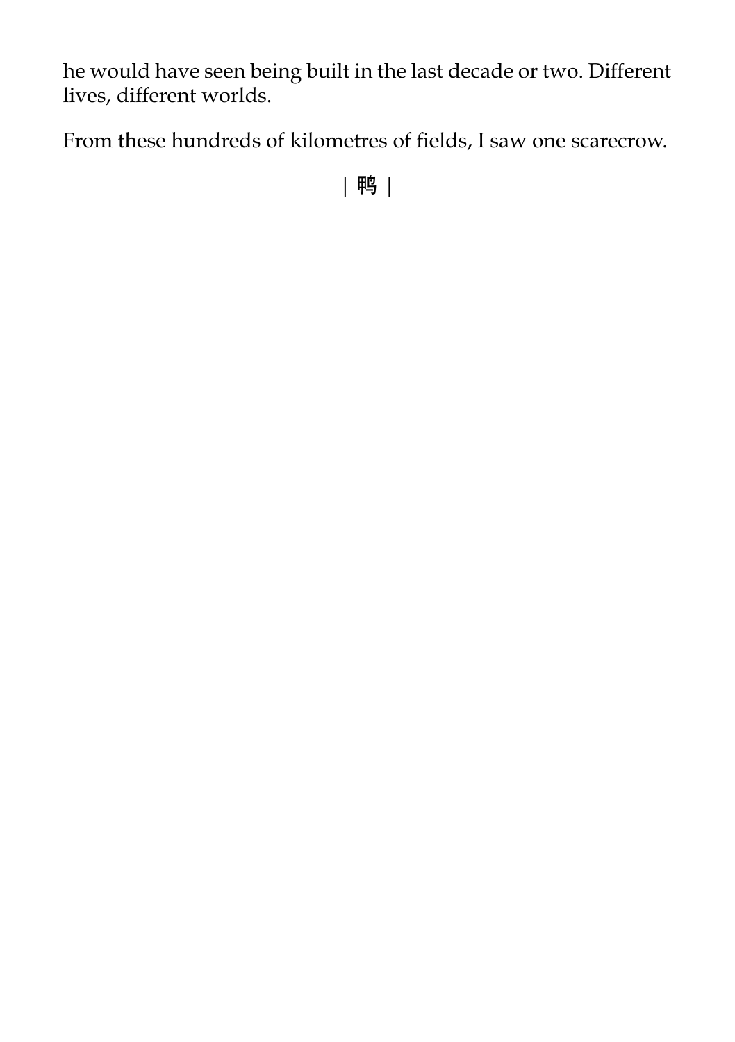he would have seen being built in the last decade or two. Different lives, different worlds.

From these hundreds of kilometres of fields, I saw one scarecrow.

| 鸭 |